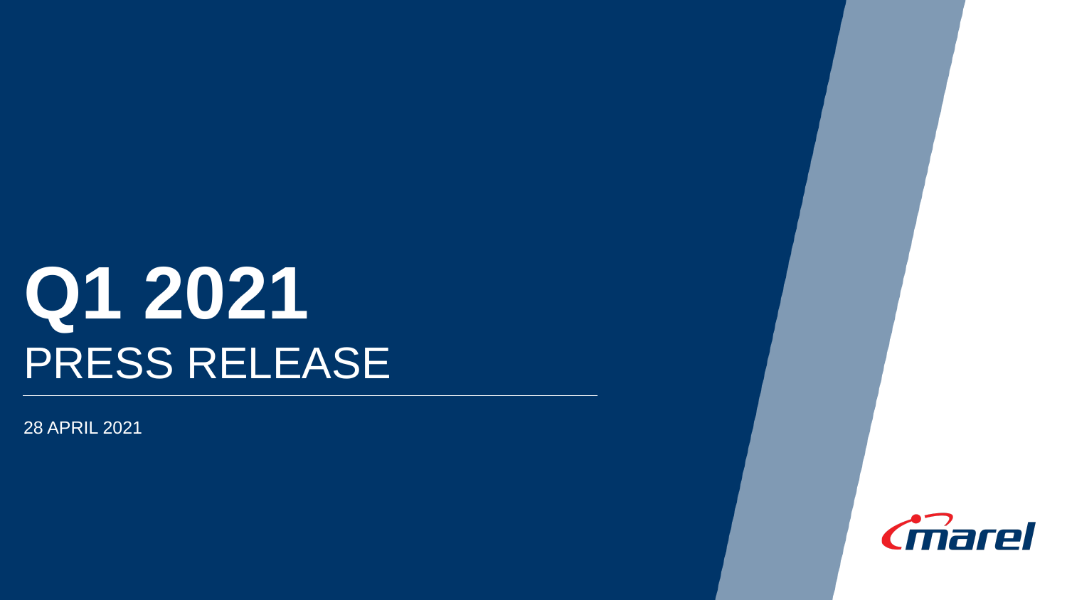# Q1 2021
## PRESS RELEASE

28 APRIL 2021

marel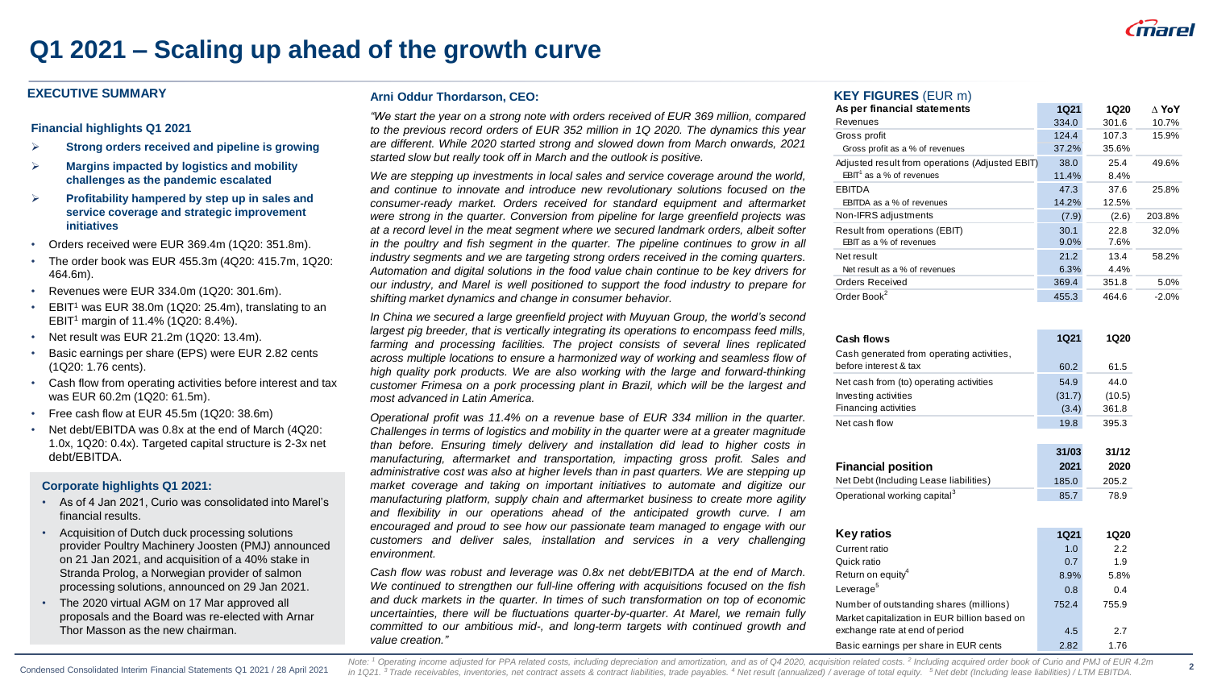# Q1 2021 – Scaling up ahead of the growth curve

## EXECUTIVE SUMMARY

### Financial highlights Q1 2021

- **Strong orders received and pipeline is growing**
- **Margins impacted by logistics and mobility challenges as the pandemic escalated**
- **Profitability hampered by step up in sales and service coverage and strategic improvement initiatives**

- Orders received were EUR 369.4m (1Q20: 351.8m).
- The order book was EUR 455.3m (4Q20: 415.7m, 1Q20: 464.6m).
- Revenues were EUR 334.0m (1Q20: 301.6m).
- EBIT[1] was EUR 38.0m (1Q20: 25.4m), translating to an EBIT[1] margin of 11.4% (1Q20: 8.4%).
- Net result was EUR 21.2m (1Q20: 13.4m).
- Basic earnings per share (EPS) were EUR 2.82 cents (1Q20: 1.76 cents).
- Cash flow from operating activities before interest and tax was EUR 60.2m (1Q20: 61.5m).
- Free cash flow at EUR 45.5m (1Q20: 38.6m)
- Net debt/EBITDA was 0.8x at the end of March (4Q20: 1.0x, 1Q20: 0.4x). Targeted capital structure is 2-3x net debt/EBITDA.

### Corporate highlights Q1 2021:

- As of 4 Jan 2021, Curio was consolidated into Marel's financial results.
- Acquisition of Dutch duck processing solutions provider Poultry Machinery Joosten (PMJ) announced on 21 Jan 2021, and acquisition of a 40% stake in Stranda Prolog, a Norwegian provider of salmon processing solutions, announced on 29 Jan 2021.
- The 2020 virtual AGM on 17 Mar approved all proposals and the Board was re-elected with Arnar Thor Masson as the new chairman.

### Arni Oddur Thordarson, CEO:

*"We start the year on a strong note with orders received of EUR 369 million, compared to the previous record orders of EUR 352 million in 1Q 2020. The dynamics this year are different. While 2020 started strong and slowed down from March onwards, 2021 started slow but really took off in March and the outlook is positive.*

*We are stepping up investments in local sales and service coverage around the world, and continue to innovate and introduce new revolutionary solutions focused on the consumer-ready market. Orders received for standard equipment and aftermarket were strong in the quarter. Conversion from pipeline for large greenfield projects was at a record level in the meat segment where we secured landmark orders, albeit softer in the poultry and fish segment in the quarter. The pipeline continues to grow in all industry segments and we are targeting strong orders received in the coming quarters. Automation and digital solutions in the food value chain continue to be key drivers for our industry, and Marel is well positioned to support the food industry to prepare for shifting market dynamics and change in consumer behavior.*

*In China we secured a large greenfield project with Muyuan Group, the world's second largest pig breeder, that is vertically integrating its operations to encompass feed mills, farming and processing facilities. The project consists of several lines replicated across multiple locations to ensure a harmonized way of working and seamless flow of high quality pork products. We are also working with the large and forward-thinking customer Frimesa on a pork processing plant in Brazil, which will be the largest and most advanced in Latin America.*

*Operational profit was 11.4% on a revenue base of EUR 334 million in the quarter. Challenges in terms of logistics and mobility in the quarter were at a greater magnitude than before. Ensuring timely delivery and installation did lead to higher costs in manufacturing, aftermarket and transportation, impacting gross profit. Sales and administrative cost was also at higher levels than in past quarters. We are stepping up market coverage and taking on important initiatives to automate and digitize our manufacturing platform, supply chain and aftermarket business to create more agility and flexibility in our operations ahead of the anticipated growth curve. I am encouraged and proud to see how our passionate team managed to engage with our customers and deliver sales, installation and services in a very challenging environment.*

*Cash flow was robust and leverage was 0.8x net debt/EBITDA at the end of March. We continued to strengthen our full-line offering with acquisitions focused on the fish and duck markets in the quarter. In times of such transformation on top of economic uncertainties, there will be fluctuations quarter-by-quarter. At Marel, we remain fully committed to our ambitious mid-, and long-term targets with continued growth and value creation."*

### KEY FIGURES (EUR m)

| As per financial statements | 1Q21 | 1Q20 | Δ YoY |
|---|---|---|---|
| Revenues | 334.0 | 301.6 | 10.7% |
| Gross profit | 124.4 | 107.3 | 15.9% |
| Gross profit as a % of revenues | 37.2% | 35.6% | |
| Adjusted result from operations (Adjusted EBIT) | 38.0 | 25.4 | 49.6% |
| EBIT[1] as a % of revenues | 11.4% | 8.4% | |
| EBITDA | 47.3 | 37.6 | 25.8% |
| EBITDA as a % of revenues | 14.2% | 12.5% | |
| Non-IFRS adjustments | (7.9) | (2.6) | 203.8% |
| Result from operations (EBIT) | 30.1 | 22.8 | 32.0% |
| EBIT as a % of revenues | 9.0% | 7.6% | |
| Net result | 21.2 | 13.4 | 58.2% |
| Net result as a % of revenues | 6.3% | 4.4% | |
| Orders Received | 369.4 | 351.8 | 5.0% |
| Order Book[2] | 455.3 | 464.6 | -2.0% |

| Cash flows | 1Q21 | 1Q20 |
|---|---|---|
| Cash generated from operating activities, before interest & tax | 60.2 | 61.5 |
| Net cash from (to) operating activities | 54.9 | 44.0 |
| Investing activities | (31.7) | (10.5) |
| Financing activities | (3.4) | 361.8 |
| Net cash flow | 19.8 | 395.3 |

| Financial position | 31/03 2021 | 31/12 2020 |
|---|---|---|
| Net Debt (Including Lease liabilities) | 185.0 | 205.2 |
| Operational working capital[3] | 85.7 | 78.9 |

| Key ratios | 1Q21 | 1Q20 |
|---|---|---|
| Current ratio | 1.0 | 2.2 |
| Quick ratio | 0.7 | 1.9 |
| Return on equity[4] | 8.9% | 5.8% |
| Leverage[5] | 0.8 | 0.4 |
| Number of outstanding shares (millions) | 752.4 | 755.9 |
| Market capitalization in EUR billion based on exchange rate at end of period | 4.5 | 2.7 |
| Basic earnings per share in EUR cents | 2.82 | 1.76 |

Note: [1] Operating income adjusted for PPA related costs, including depreciation and amortization, and as of Q4 2020, acquisition related costs. [2] Including acquired order book of Curio and PMJ of EUR 4.2m in 1Q21. [3] Trade receivables, inventories, net contract assets & contract liabilities, trade payables. [4] Net result (annualized) / average of total equity. [5] Net debt (Including lease liabilities) / LTM EBITDA.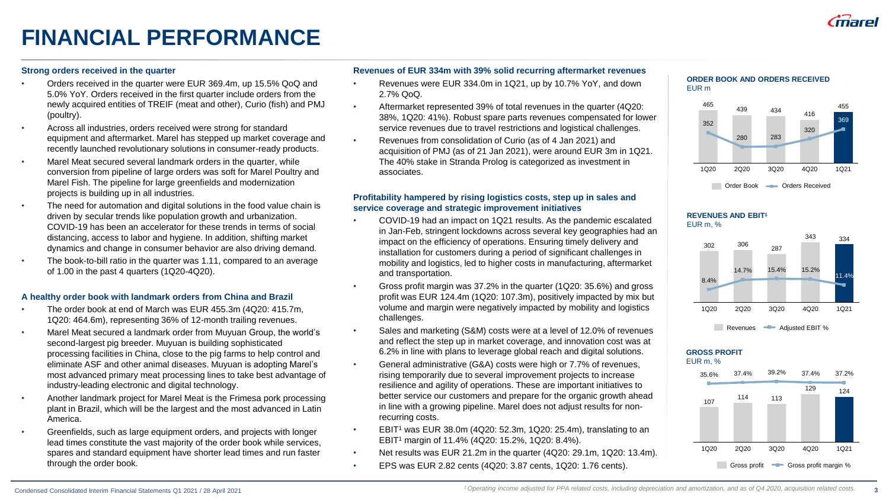# FINANCIAL PERFORMANCE

### Strong orders received in the quarter

- Orders received in the quarter were EUR 369.4m, up 15.5% QoQ and 5.0% YoY. Orders received in the first quarter include orders from the newly acquired entities of TREIF (meat and other), Curio (fish) and PMJ (poultry).
- Across all industries, orders received were strong for standard equipment and aftermarket. Marel has stepped up market coverage and recently launched revolutionary solutions in consumer-ready products.
- Marel Meat secured several landmark orders in the quarter, while conversion from pipeline of large orders was soft for Marel Poultry and Marel Fish. The pipeline for large greenfields and modernization projects is building up in all industries.
- The need for automation and digital solutions in the food value chain is driven by secular trends like population growth and urbanization. COVID-19 has been an accelerator for these trends in terms of social distancing, access to labor and hygiene. In addition, shifting market dynamics and change in consumer behavior are also driving demand.
- The book-to-bill ratio in the quarter was 1.11, compared to an average of 1.00 in the past 4 quarters (1Q20-4Q20).

### A healthy order book with landmark orders from China and Brazil

- The order book at end of March was EUR 455.3m (4Q20: 415.7m, 1Q20: 464.6m), representing 36% of 12-month trailing revenues.
- Marel Meat secured a landmark order from Muyuan Group, the world's second-largest pig breeder. Muyuan is building sophisticated processing facilities in China, close to the pig farms to help control and eliminate ASF and other animal diseases. Muyuan is adopting Marel's most advanced primary meat processing lines to take best advantage of industry-leading electronic and digital technology.
- Another landmark project for Marel Meat is the Frimesa pork processing plant in Brazil, which will be the largest and the most advanced in Latin America.
- Greenfields, such as large equipment orders, and projects with longer lead times constitute the vast majority of the order book while services, spares and standard equipment have shorter lead times and run faster through the order book.

### Revenues of EUR 334m with 39% solid recurring aftermarket revenues

- Revenues were EUR 334.0m in 1Q21, up by 10.7% YoY, and down 2.7% QoQ.
- Aftermarket represented 39% of total revenues in the quarter (4Q20: 38%, 1Q20: 41%). Robust spare parts revenues compensated for lower service revenues due to travel restrictions and logistical challenges.
- Revenues from consolidation of Curio (as of 4 Jan 2021) and acquisition of PMJ (as of 21 Jan 2021), were around EUR 3m in 1Q21. The 40% stake in Stranda Prolog is categorized as investment in associates.

### Profitability hampered by rising logistics costs, step up in sales and service coverage and strategic improvement initiatives

- COVID-19 had an impact on 1Q21 results. As the pandemic escalated in Jan-Feb, stringent lockdowns across several key geographies had an impact on the efficiency of operations. Ensuring timely delivery and installation for customers during a period of significant challenges in mobility and logistics, led to higher costs in manufacturing, aftermarket and transportation.
- Gross profit margin was 37.2% in the quarter (1Q20: 35.6%) and gross profit was EUR 124.4m (1Q20: 107.3m), positively impacted by mix but volume and margin were negatively impacted by mobility and logistics challenges.
- Sales and marketing (S&M) costs were at a level of 12.0% of revenues and reflect the step up in market coverage, and innovation cost was at 6.2% in line with plans to leverage global reach and digital solutions.
- General administrative (G&A) costs were high or 7.7% of revenues, rising temporarily due to several improvement projects to increase resilience and agility of operations. These are important initiatives to better service our customers and prepare for the organic growth ahead in line with a growing pipeline. Marel does not adjust results for non-recurring costs.
- EBIT[1] was EUR 38.0m (4Q20: 52.3m, 1Q20: 25.4m), translating to an EBIT[1] margin of 11.4% (4Q20: 15.2%, 1Q20: 8.4%).
- Net results was EUR 21.2m in the quarter (4Q20: 29.1m, 1Q20: 13.4m).
- EPS was EUR 2.82 cents (4Q20: 3.87 cents, 1Q20: 1.76 cents).

**ORDER BOOK AND ORDERS RECEIVED**
EUR m

| | 1Q20 | 2Q20 | 3Q20 | 4Q20 | 1Q21 |
|---|---|---|---|---|---|
| Order Book | 465 | 439 | 434 | 416 | 455 |
| Orders Received | 352 | 280 | 283 | 320 | 369 |

**REVENUES AND EBIT[1]**
EUR m, %

| | 1Q20 | 2Q20 | 3Q20 | 4Q20 | 1Q21 |
|---|---|---|---|---|---|
| Revenues | 302 | 306 | 287 | 343 | 334 |
| Adjusted EBIT % | 8.4% | 14.7% | 15.4% | 15.2% | 11.4% |

**GROSS PROFIT**
EUR m, %

| | 1Q20 | 2Q20 | 3Q20 | 4Q20 | 1Q21 |
|---|---|---|---|---|---|
| Gross profit | 107 | 114 | 113 | 129 | 124 |
| Gross profit margin % | 35.6% | 37.4% | 39.2% | 37.4% | 37.2% |

*[1] Operating income adjusted for PPA related costs, including depreciation and amortization, and as of Q4 2020, acquisition related costs.*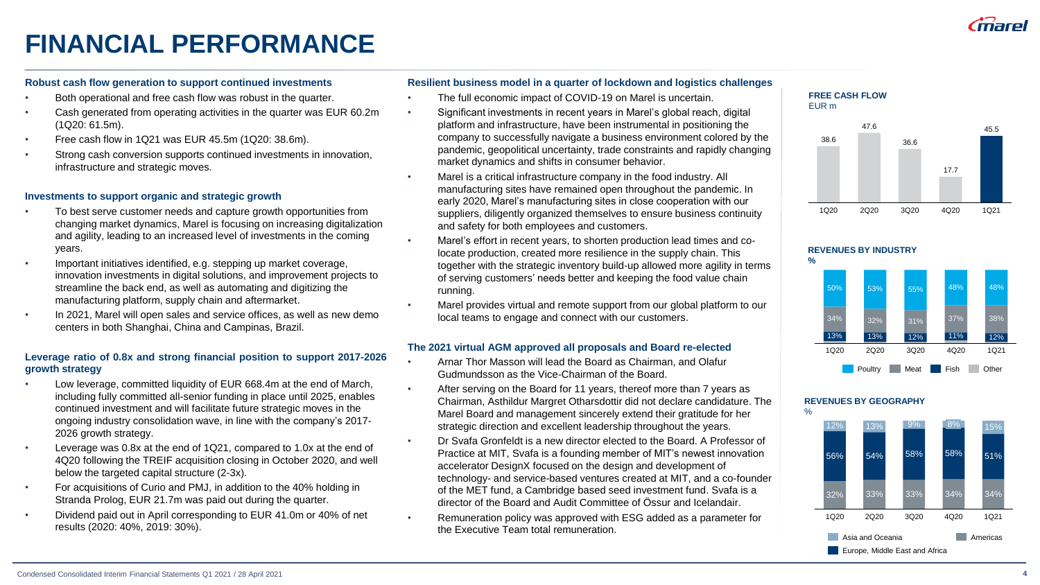# FINANCIAL PERFORMANCE

### Robust cash flow generation to support continued investments

- Both operational and free cash flow was robust in the quarter.
- Cash generated from operating activities in the quarter was EUR 60.2m (1Q20: 61.5m).
- Free cash flow in 1Q21 was EUR 45.5m (1Q20: 38.6m).
- Strong cash conversion supports continued investments in innovation, infrastructure and strategic moves.

### Investments to support organic and strategic growth

- To best serve customer needs and capture growth opportunities from changing market dynamics, Marel is focusing on increasing digitalization and agility, leading to an increased level of investments in the coming years.
- Important initiatives identified, e.g. stepping up market coverage, innovation investments in digital solutions, and improvement projects to streamline the back end, as well as automating and digitizing the manufacturing platform, supply chain and aftermarket.
- In 2021, Marel will open sales and service offices, as well as new demo centers in both Shanghai, China and Campinas, Brazil.

### Leverage ratio of 0.8x and strong financial position to support 2017-2026 growth strategy

- Low leverage, committed liquidity of EUR 668.4m at the end of March, including fully committed all-senior funding in place until 2025, enables continued investment and will facilitate future strategic moves in the ongoing industry consolidation wave, in line with the company's 2017-2026 growth strategy.
- Leverage was 0.8x at the end of 1Q21, compared to 1.0x at the end of 4Q20 following the TREIF acquisition closing in October 2020, and well below the targeted capital structure (2-3x).
- For acquisitions of Curio and PMJ, in addition to the 40% holding in Stranda Prolog, EUR 21.7m was paid out during the quarter.
- Dividend paid out in April corresponding to EUR 41.0m or 40% of net results (2020: 40%, 2019: 30%).

### Resilient business model in a quarter of lockdown and logistics challenges

- The full economic impact of COVID-19 on Marel is uncertain.
- Significant investments in recent years in Marel's global reach, digital platform and infrastructure, have been instrumental in positioning the company to successfully navigate a business environment colored by the pandemic, geopolitical uncertainty, trade constraints and rapidly changing market dynamics and shifts in consumer behavior.
- Marel is a critical infrastructure company in the food industry. All manufacturing sites have remained open throughout the pandemic. In early 2020, Marel's manufacturing sites in close cooperation with our suppliers, diligently organized themselves to ensure business continuity and safety for both employees and customers.
- Marel's effort in recent years, to shorten production lead times and co-locate production, created more resilience in the supply chain. This together with the strategic inventory build-up allowed more agility in terms of serving customers' needs better and keeping the food value chain running.
- Marel provides virtual and remote support from our global platform to our local teams to engage and connect with our customers.

### The 2021 virtual AGM approved all proposals and Board re-elected

- Arnar Thor Masson will lead the Board as Chairman, and Olafur Gudmundsson as the Vice-Chairman of the Board.
- After serving on the Board for 11 years, thereof more than 7 years as Chairman, Asthildur Margret Otharsdottir did not declare candidature. The Marel Board and management sincerely extend their gratitude for her strategic direction and excellent leadership throughout the years.
- Dr Svafa Gronfeldt is a new director elected to the Board. A Professor of Practice at MIT, Svafa is a founding member of MIT's newest innovation accelerator DesignX focused on the design and development of technology- and service-based ventures created at MIT, and a co-founder of the MET fund, a Cambridge based seed investment fund. Svafa is a director of the Board and Audit Committee of Össur and Icelandair.
- Remuneration policy was approved with ESG added as a parameter for the Executive Team total remuneration.

**FREE CASH FLOW**
EUR m

| 1Q20 | 2Q20 | 3Q20 | 4Q20 | 1Q21 |
|---|---|---|---|---|
| 38.6 | 47.6 | 36.6 | 17.7 | 45.5 |

**REVENUES BY INDUSTRY**
%

| | 1Q20 | 2Q20 | 3Q20 | 4Q20 | 1Q21 |
|---|---|---|---|---|---|
| Poultry | 50% | 53% | 55% | 48% | 48% |
| Meat | 34% | 32% | 31% | 37% | 38% |
| Fish | 13% | 13% | 12% | 11% | 12% |

**REVENUES BY GEOGRAPHY**
%

| | 1Q20 | 2Q20 | 3Q20 | 4Q20 | 1Q21 |
|---|---|---|---|---|---|
| Asia and Oceania | 12% | 13% | 9% | 8% | 15% |
| Europe, Middle East and Africa | 56% | 54% | 58% | 58% | 51% |
| Americas | 32% | 33% | 33% | 34% | 34% |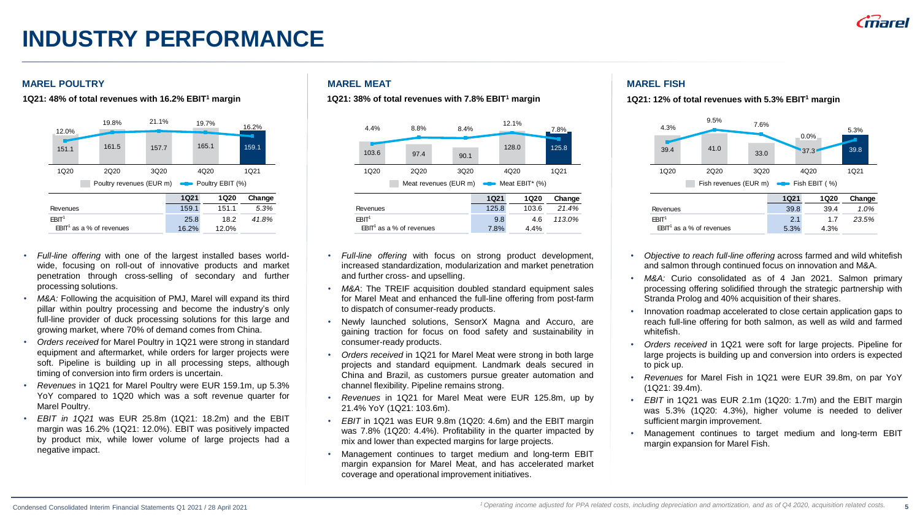# INDUSTRY PERFORMANCE

## MAREL POULTRY

**1Q21: 48% of total revenues with 16.2% EBIT[1] margin**

| | 1Q20 | 2Q20 | 3Q20 | 4Q20 | 1Q21 |
|---|---|---|---|---|---|
| Poultry revenues (EUR m) | 151.1 | 161.5 | 157.7 | 165.1 | 159.1 |
| Poultry EBIT (%) | 12.0% | 19.8% | 21.1% | 19.7% | 16.2% |

| | 1Q21 | 1Q20 | Change |
|---|---|---|---|
| Revenues | 159.1 | 151.1 | 5.3% |
| EBIT[1] | 25.8 | 18.2 | 41.8% |
| EBIT[1] as a % of revenues | 16.2% | 12.0% | |

- *Full-line offering* with one of the largest installed bases world-wide, focusing on roll-out of innovative products and market penetration through cross-selling of secondary and further processing solutions.
- *M&A:* Following the acquisition of PMJ, Marel will expand its third pillar within poultry processing and become the industry's only full-line provider of duck processing solutions for this large and growing market, where 70% of demand comes from China.
- *Orders received* for Marel Poultry in 1Q21 were strong in standard equipment and aftermarket, while orders for larger projects were soft. Pipeline is building up in all processing steps, although timing of conversion into firm orders is uncertain.
- *Revenues* in 1Q21 for Marel Poultry were EUR 159.1m, up 5.3% YoY compared to 1Q20 which was a soft revenue quarter for Marel Poultry.
- *EBIT in 1Q21* was EUR 25.8m (1Q21: 18.2m) and the EBIT margin was 16.2% (1Q21: 12.0%). EBIT was positively impacted by product mix, while lower volume of large projects had a negative impact.

## MAREL MEAT

**1Q21: 38% of total revenues with 7.8% EBIT[1] margin**

| | 1Q20 | 2Q20 | 3Q20 | 4Q20 | 1Q21 |
|---|---|---|---|---|---|
| Meat revenues (EUR m) | 103.6 | 97.4 | 90.1 | 128.0 | 125.8 |
| Meat EBIT* (%) | 4.4% | 8.8% | 8.4% | 12.1% | 7.8% |

| | 1Q21 | 1Q20 | Change |
|---|---|---|---|
| Revenues | 125.8 | 103.6 | 21.4% |
| EBIT[1] | 9.8 | 4.6 | 113.0% |
| EBIT[1] as a % of revenues | 7.8% | 4.4% | |

- *Full-line offering* with focus on strong product development, increased standardization, modularization and market penetration and further cross- and upselling.
- *M&A*: The TREIF acquisition doubled standard equipment sales for Marel Meat and enhanced the full-line offering from post-farm to dispatch of consumer-ready products.
- Newly launched solutions, SensorX Magna and Accuro, are gaining traction for focus on food safety and sustainability in consumer-ready products.
- *Orders received* in 1Q21 for Marel Meat were strong in both large projects and standard equipment. Landmark deals secured in China and Brazil, as customers pursue greater automation and channel flexibility. Pipeline remains strong.
- *Revenues* in 1Q21 for Marel Meat were EUR 125.8m, up by 21.4% YoY (1Q21: 103.6m).
- *EBIT* in 1Q21 was EUR 9.8m (1Q20: 4.6m) and the EBIT margin was 7.8% (1Q20: 4.4%). Profitability in the quarter impacted by mix and lower than expected margins for large projects.
- Management continues to target medium and long-term EBIT margin expansion for Marel Meat, and has accelerated market coverage and operational improvement initiatives.

## MAREL FISH

**1Q21: 12% of total revenues with 5.3% EBIT[1] margin**

| | 1Q20 | 2Q20 | 3Q20 | 4Q20 | 1Q21 |
|---|---|---|---|---|---|
| Fish revenues (EUR m) | 39.4 | 41.0 | 33.0 | 37.3 | 39.8 |
| Fish EBIT ( %) | 4.3% | 9.5% | 7.6% | 0.0% | 5.3% |

| | 1Q21 | 1Q20 | Change |
|---|---|---|---|
| Revenues | 39.8 | 39.4 | 1.0% |
| EBIT[1] | 2.1 | 1.7 | 23.5% |
| EBIT[1] as a % of revenues | 5.3% | 4.3% | |

- *Objective to reach full-line offering* across farmed and wild whitefish and salmon through continued focus on innovation and M&A.
- *M&A:* Curio consolidated as of 4 Jan 2021. Salmon primary processing offering solidified through the strategic partnership with Stranda Prolog and 40% acquisition of their shares.
- Innovation roadmap accelerated to close certain application gaps to reach full-line offering for both salmon, as well as wild and farmed whitefish.
- *Orders received* in 1Q21 were soft for large projects. Pipeline for large projects is building up and conversion into orders is expected to pick up.
- *Revenues* for Marel Fish in 1Q21 were EUR 39.8m, on par YoY (1Q21: 39.4m).
- *EBIT* in 1Q21 was EUR 2.1m (1Q20: 1.7m) and the EBIT margin was 5.3% (1Q20: 4.3%), higher volume is needed to deliver sufficient margin improvement.
- Management continues to target medium and long-term EBIT margin expansion for Marel Fish.

[1] Operating income adjusted for PPA related costs, including depreciation and amortization, and as of Q4 2020, acquisition related costs.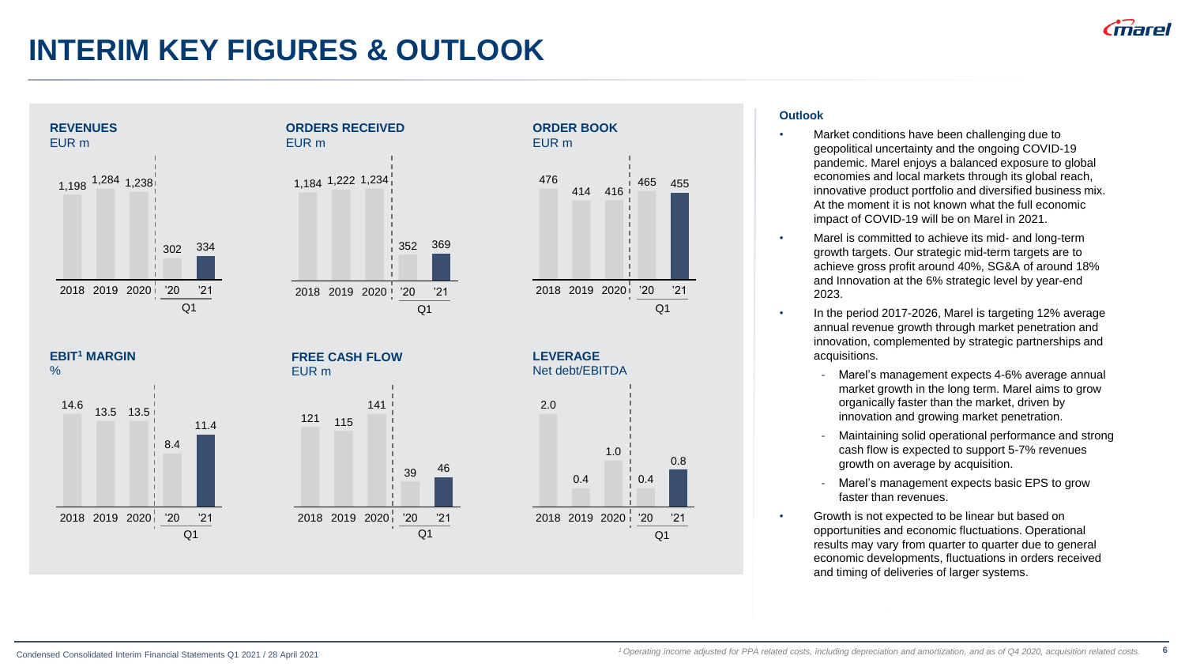# INTERIM KEY FIGURES & OUTLOOK

### REVENUES
EUR m

| 2018 | 2019 | 2020 | Q1 '20 | Q1 '21 |
|---|---|---|---|---|
| 1,198 | 1,284 | 1,238 | 302 | 334 |

### ORDERS RECEIVED
EUR m

| 2018 | 2019 | 2020 | Q1 '20 | Q1 '21 |
|---|---|---|---|---|
| 1,184 | 1,222 | 1,234 | 352 | 369 |

### ORDER BOOK
EUR m

| 2018 | 2019 | 2020 | Q1 '20 | Q1 '21 |
|---|---|---|---|---|
| 476 | 414 | 416 | 465 | 455 |

### EBIT[1] MARGIN
%

| 2018 | 2019 | 2020 | Q1 '20 | Q1 '21 |
|---|---|---|---|---|
| 14.6 | 13.5 | 13.5 | 8.4 | 11.4 |

### FREE CASH FLOW
EUR m

| 2018 | 2019 | 2020 | Q1 '20 | Q1 '21 |
|---|---|---|---|---|
| 121 | 115 | 141 | 39 | 46 |

### LEVERAGE
Net debt/EBITDA

| 2018 | 2019 | 2020 | Q1 '20 | Q1 '21 |
|---|---|---|---|---|
| 2.0 | 0.4 | 1.0 | 0.4 | 0.8 |

### Outlook

- Market conditions have been challenging due to geopolitical uncertainty and the ongoing COVID-19 pandemic. Marel enjoys a balanced exposure to global economies and local markets through its global reach, innovative product portfolio and diversified business mix. At the moment it is not known what the full economic impact of COVID-19 will be on Marel in 2021.
- Marel is committed to achieve its mid- and long-term growth targets. Our strategic mid-term targets are to achieve gross profit around 40%, SG&A of around 18% and Innovation at the 6% strategic level by year-end 2023.
- In the period 2017-2026, Marel is targeting 12% average annual revenue growth through market penetration and innovation, complemented by strategic partnerships and acquisitions.
  - Marel's management expects 4-6% average annual market growth in the long term. Marel aims to grow organically faster than the market, driven by innovation and growing market penetration.
  - Maintaining solid operational performance and strong cash flow is expected to support 5-7% revenues growth on average by acquisition.
  - Marel's management expects basic EPS to grow faster than revenues.
- Growth is not expected to be linear but based on opportunities and economic fluctuations. Operational results may vary from quarter to quarter due to general economic developments, fluctuations in orders received and timing of deliveries of larger systems.

[1] *Operating income adjusted for PPA related costs, including depreciation and amortization, and as of Q4 2020, acquisition related costs.*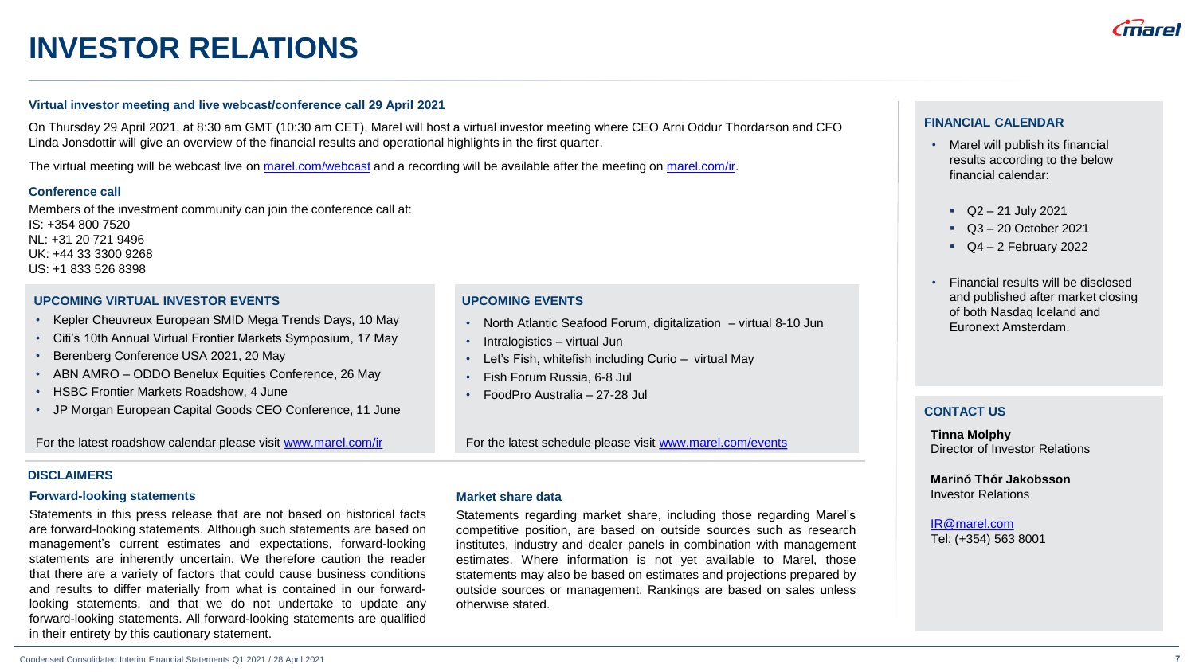# INVESTOR RELATIONS

### Virtual investor meeting and live webcast/conference call 29 April 2021

On Thursday 29 April 2021, at 8:30 am GMT (10:30 am CET), Marel will host a virtual investor meeting where CEO Arni Oddur Thordarson and CFO Linda Jonsdottir will give an overview of the financial results and operational highlights in the first quarter.

The virtual meeting will be webcast live on marel.com/webcast and a recording will be available after the meeting on marel.com/ir.

### Conference call

Members of the investment community can join the conference call at:
IS: +354 800 7520
NL: +31 20 721 9496
UK: +44 33 3300 9268
US: +1 833 526 8398

### UPCOMING VIRTUAL INVESTOR EVENTS

- Kepler Cheuvreux European SMID Mega Trends Days, 10 May
- Citi's 10th Annual Virtual Frontier Markets Symposium, 17 May
- Berenberg Conference USA 2021, 20 May
- ABN AMRO – ODDO Benelux Equities Conference, 26 May
- HSBC Frontier Markets Roadshow, 4 June
- JP Morgan European Capital Goods CEO Conference, 11 June

For the latest roadshow calendar please visit www.marel.com/ir

### UPCOMING EVENTS

- North Atlantic Seafood Forum, digitalization – virtual 8-10 Jun
- Intralogistics – virtual Jun
- Let's Fish, whitefish including Curio – virtual May
- Fish Forum Russia, 6-8 Jul
- FoodPro Australia – 27-28 Jul

For the latest schedule please visit www.marel.com/events

## DISCLAIMERS

### Forward-looking statements

Statements in this press release that are not based on historical facts are forward-looking statements. Although such statements are based on management's current estimates and expectations, forward-looking statements are inherently uncertain. We therefore caution the reader that there are a variety of factors that could cause business conditions and results to differ materially from what is contained in our forward-looking statements, and that we do not undertake to update any forward-looking statements. All forward-looking statements are qualified in their entirety by this cautionary statement.

### Market share data

Statements regarding market share, including those regarding Marel's competitive position, are based on outside sources such as research institutes, industry and dealer panels in combination with management estimates. Where information is not yet available to Marel, those statements may also be based on estimates and projections prepared by outside sources or management. Rankings are based on sales unless otherwise stated.

### FINANCIAL CALENDAR

- Marel will publish its financial results according to the below financial calendar:
  - Q2 – 21 July 2021
  - Q3 – 20 October 2021
  - Q4 – 2 February 2022
- Financial results will be disclosed and published after market closing of both Nasdaq Iceland and Euronext Amsterdam.

### CONTACT US

**Tinna Molphy**
Director of Investor Relations

**Marinó Thór Jakobsson**
Investor Relations

IR@marel.com
Tel: (+354) 563 8001